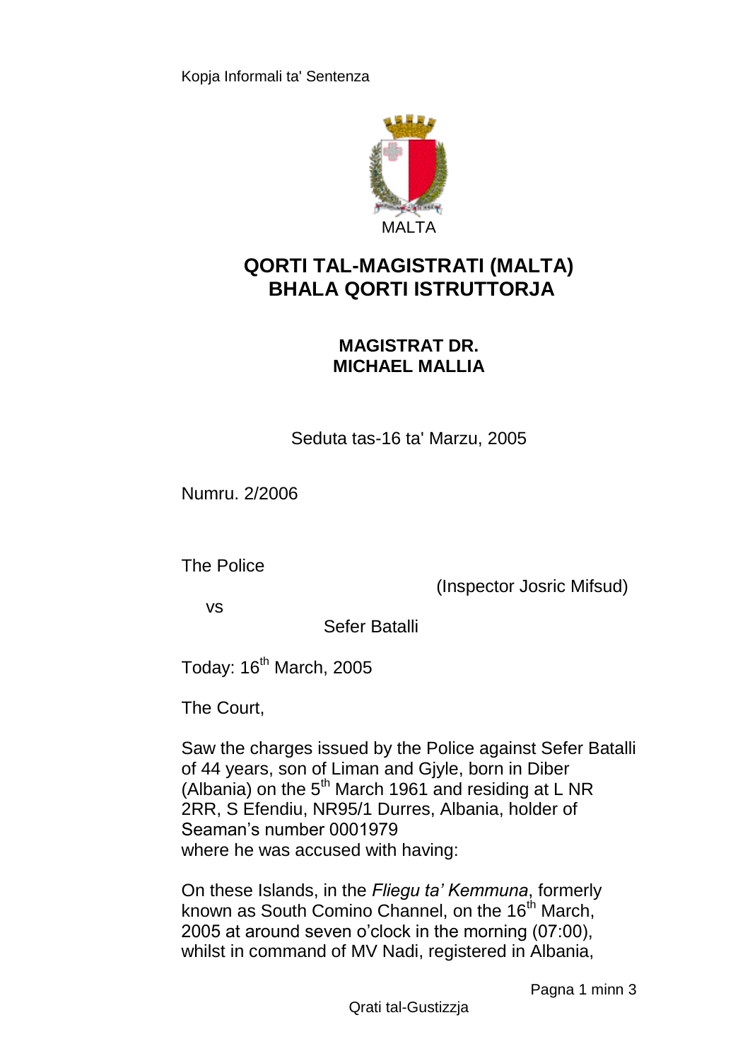Kopja Informali ta' Sentenza

MALTA

# QORTI TAL-MAGISTRATI (MALTA)
# BHALA QORTI ISTRUTTORJA

### MAGISTRAT DR.
### MICHAEL MALLIA

Seduta tas-16 ta' Marzu, 2005

Numru. 2/2006

The Police

(Inspector Josric Mifsud)

vs

Sefer Batalli

Today: 16th March, 2005

The Court,

Saw the charges issued by the Police against Sefer Batalli of 44 years, son of Liman and Gjyle, born in Diber (Albania) on the 5th March 1961 and residing at L NR 2RR, S Efendiu, NR95/1 Durres, Albania, holder of Seaman's number 0001979
where he was accused with having:

On these Islands, in the *Fliegu ta' Kemmuna*, formerly known as South Comino Channel, on the 16th March, 2005 at around seven o'clock in the morning (07:00), whilst in command of MV Nadi, registered in Albania,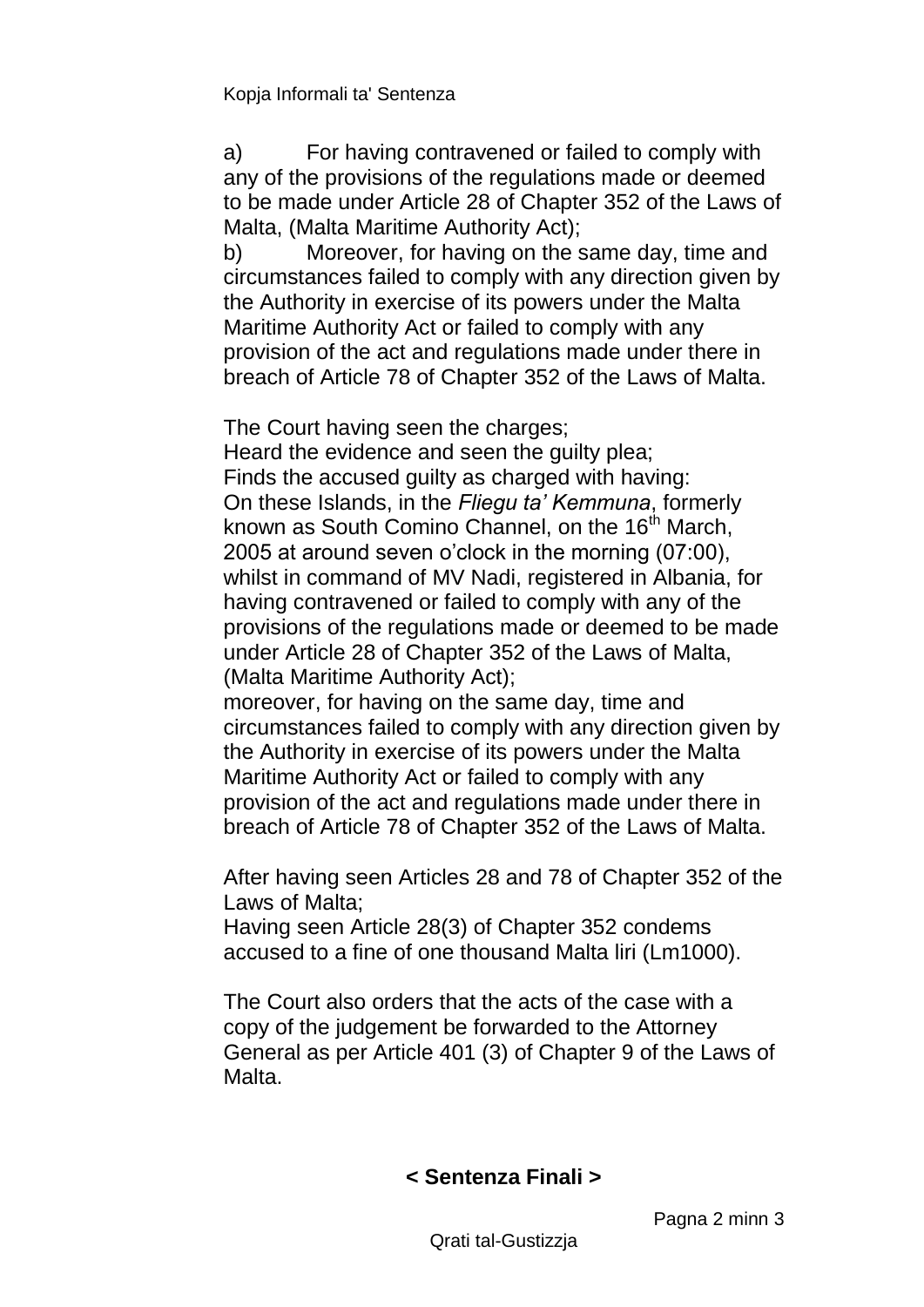a) For having contravened or failed to comply with any of the provisions of the regulations made or deemed to be made under Article 28 of Chapter 352 of the Laws of Malta, (Malta Maritime Authority Act);

b) Moreover, for having on the same day, time and circumstances failed to comply with any direction given by the Authority in exercise of its powers under the Malta Maritime Authority Act or failed to comply with any provision of the act and regulations made under there in breach of Article 78 of Chapter 352 of the Laws of Malta.

The Court having seen the charges;
Heard the evidence and seen the guilty plea;
Finds the accused guilty as charged with having:
On these Islands, in the *Fliegu ta' Kemmuna*, formerly known as South Comino Channel, on the 16th March, 2005 at around seven o'clock in the morning (07:00), whilst in command of MV Nadi, registered in Albania, for having contravened or failed to comply with any of the provisions of the regulations made or deemed to be made under Article 28 of Chapter 352 of the Laws of Malta, (Malta Maritime Authority Act);
moreover, for having on the same day, time and circumstances failed to comply with any direction given by the Authority in exercise of its powers under the Malta Maritime Authority Act or failed to comply with any provision of the act and regulations made under there in breach of Article 78 of Chapter 352 of the Laws of Malta.

After having seen Articles 28 and 78 of Chapter 352 of the Laws of Malta;
Having seen Article 28(3) of Chapter 352 condems accused to a fine of one thousand Malta liri (Lm1000).

The Court also orders that the acts of the case with a copy of the judgement be forwarded to the Attorney General as per Article 401 (3) of Chapter 9 of the Laws of Malta.

**< Sentenza Finali >**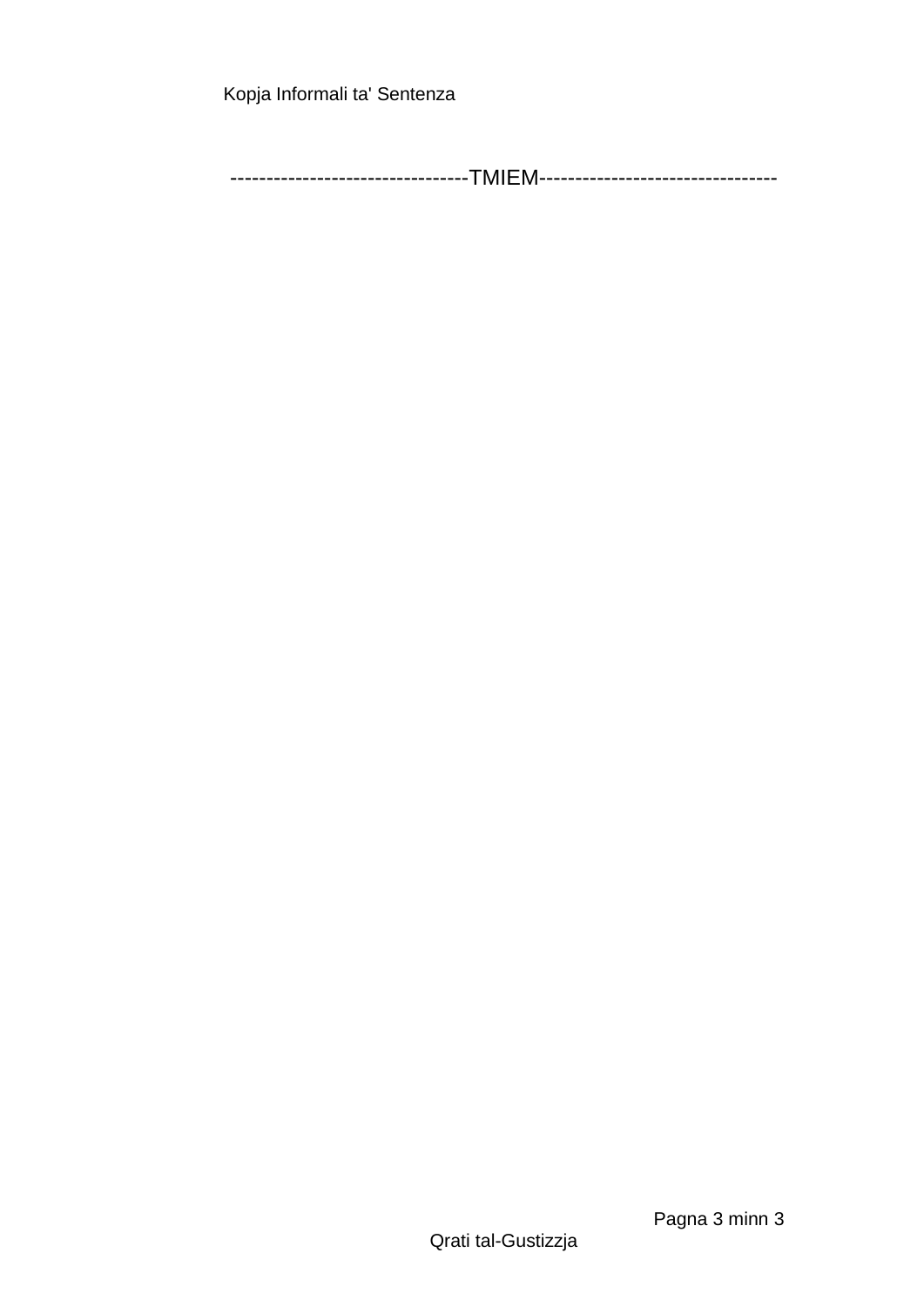---------------------------------TMIEM---------------------------------